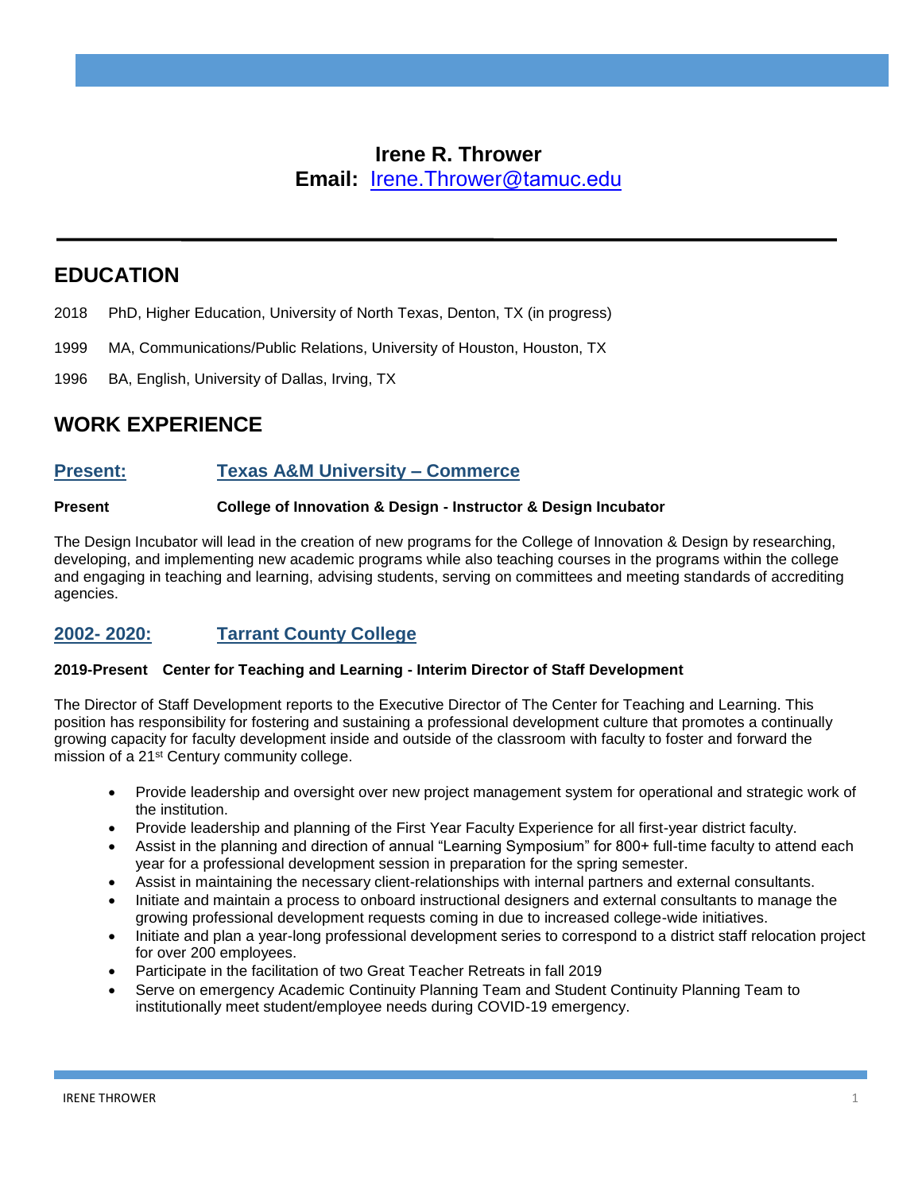# Irene R. Thrower

**Email:** Irene.Thrower@tamuc.edu

## EDUCATION

2018 PhD, Higher Education, University of North Texas, Denton, TX (in progress)

1999 MA, Communications/Public Relations, University of Houston, Houston, TX

1996 BA, English, University of Dallas, Irving, TX

## WORK EXPERIENCE

### Present: Texas A&M University – Commerce

**Present College of Innovation & Design - Instructor & Design Incubator**

The Design Incubator will lead in the creation of new programs for the College of Innovation & Design by researching, developing, and implementing new academic programs while also teaching courses in the programs within the college and engaging in teaching and learning, advising students, serving on committees and meeting standards of accrediting agencies.

### 2002- 2020: Tarrant County College

**2019-Present Center for Teaching and Learning - Interim Director of Staff Development**

The Director of Staff Development reports to the Executive Director of The Center for Teaching and Learning. This position has responsibility for fostering and sustaining a professional development culture that promotes a continually growing capacity for faculty development inside and outside of the classroom with faculty to foster and forward the mission of a 21st Century community college.

- Provide leadership and oversight over new project management system for operational and strategic work of the institution.
- Provide leadership and planning of the First Year Faculty Experience for all first-year district faculty.
- Assist in the planning and direction of annual "Learning Symposium" for 800+ full-time faculty to attend each year for a professional development session in preparation for the spring semester.
- Assist in maintaining the necessary client-relationships with internal partners and external consultants.
- Initiate and maintain a process to onboard instructional designers and external consultants to manage the growing professional development requests coming in due to increased college-wide initiatives.
- Initiate and plan a year-long professional development series to correspond to a district staff relocation project for over 200 employees.
- Participate in the facilitation of two Great Teacher Retreats in fall 2019
- Serve on emergency Academic Continuity Planning Team and Student Continuity Planning Team to institutionally meet student/employee needs during COVID-19 emergency.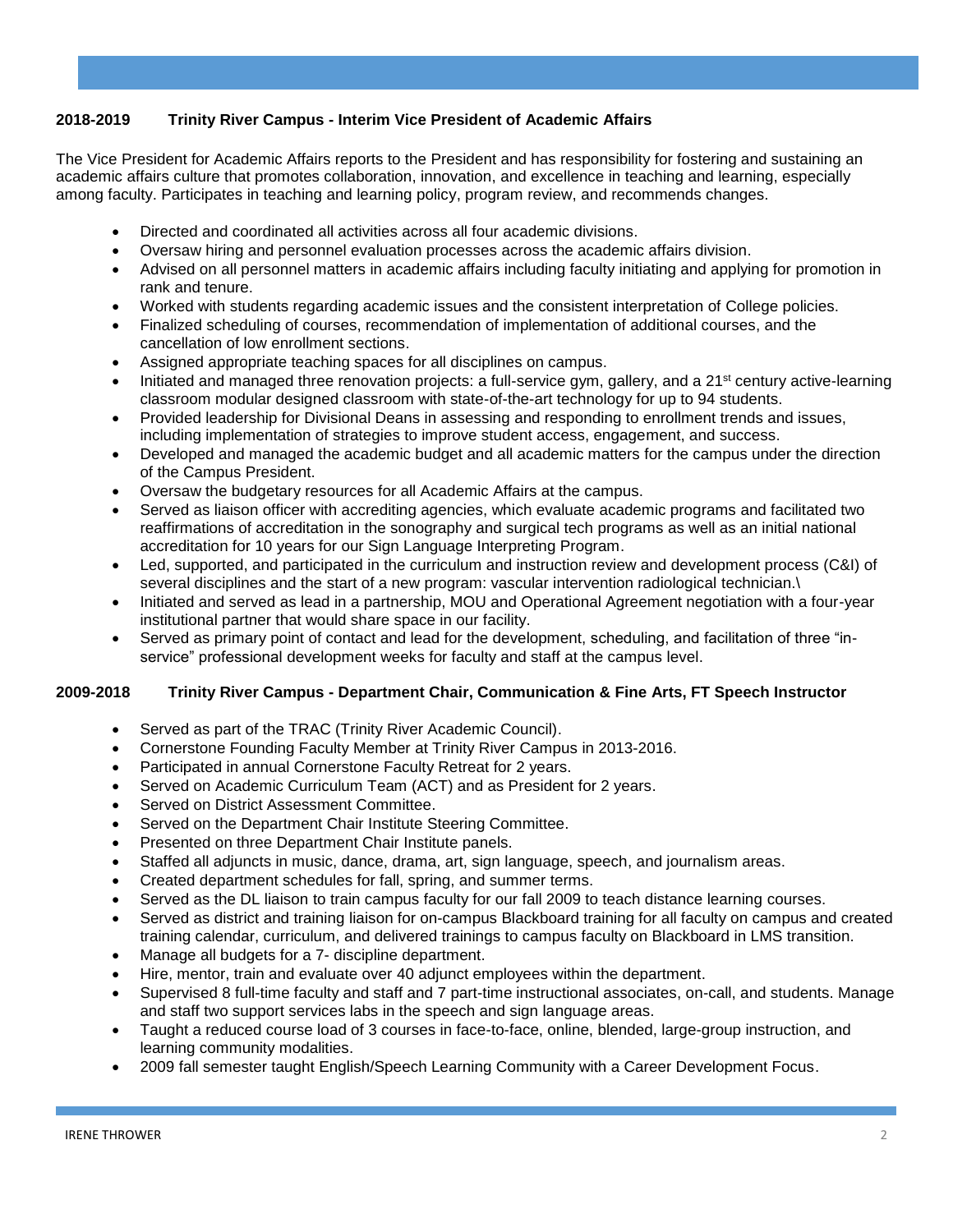**2018-2019 Trinity River Campus - Interim Vice President of Academic Affairs**

The Vice President for Academic Affairs reports to the President and has responsibility for fostering and sustaining an academic affairs culture that promotes collaboration, innovation, and excellence in teaching and learning, especially among faculty. Participates in teaching and learning policy, program review, and recommends changes.

- Directed and coordinated all activities across all four academic divisions.
- Oversaw hiring and personnel evaluation processes across the academic affairs division.
- Advised on all personnel matters in academic affairs including faculty initiating and applying for promotion in rank and tenure.
- Worked with students regarding academic issues and the consistent interpretation of College policies.
- Finalized scheduling of courses, recommendation of implementation of additional courses, and the cancellation of low enrollment sections.
- Assigned appropriate teaching spaces for all disciplines on campus.
- Initiated and managed three renovation projects: a full-service gym, gallery, and a 21st century active-learning classroom modular designed classroom with state-of-the-art technology for up to 94 students.
- Provided leadership for Divisional Deans in assessing and responding to enrollment trends and issues, including implementation of strategies to improve student access, engagement, and success.
- Developed and managed the academic budget and all academic matters for the campus under the direction of the Campus President.
- Oversaw the budgetary resources for all Academic Affairs at the campus.
- Served as liaison officer with accrediting agencies, which evaluate academic programs and facilitated two reaffirmations of accreditation in the sonography and surgical tech programs as well as an initial national accreditation for 10 years for our Sign Language Interpreting Program.
- Led, supported, and participated in the curriculum and instruction review and development process (C&I) of several disciplines and the start of a new program: vascular intervention radiological technician.\
- Initiated and served as lead in a partnership, MOU and Operational Agreement negotiation with a four-year institutional partner that would share space in our facility.
- Served as primary point of contact and lead for the development, scheduling, and facilitation of three "in-service" professional development weeks for faculty and staff at the campus level.

**2009-2018 Trinity River Campus - Department Chair, Communication & Fine Arts, FT Speech Instructor**

- Served as part of the TRAC (Trinity River Academic Council).
- Cornerstone Founding Faculty Member at Trinity River Campus in 2013-2016.
- Participated in annual Cornerstone Faculty Retreat for 2 years.
- Served on Academic Curriculum Team (ACT) and as President for 2 years.
- Served on District Assessment Committee.
- Served on the Department Chair Institute Steering Committee.
- Presented on three Department Chair Institute panels.
- Staffed all adjuncts in music, dance, drama, art, sign language, speech, and journalism areas.
- Created department schedules for fall, spring, and summer terms.
- Served as the DL liaison to train campus faculty for our fall 2009 to teach distance learning courses.
- Served as district and training liaison for on-campus Blackboard training for all faculty on campus and created training calendar, curriculum, and delivered trainings to campus faculty on Blackboard in LMS transition.
- Manage all budgets for a 7- discipline department.
- Hire, mentor, train and evaluate over 40 adjunct employees within the department.
- Supervised 8 full-time faculty and staff and 7 part-time instructional associates, on-call, and students. Manage and staff two support services labs in the speech and sign language areas.
- Taught a reduced course load of 3 courses in face-to-face, online, blended, large-group instruction, and learning community modalities.
- 2009 fall semester taught English/Speech Learning Community with a Career Development Focus.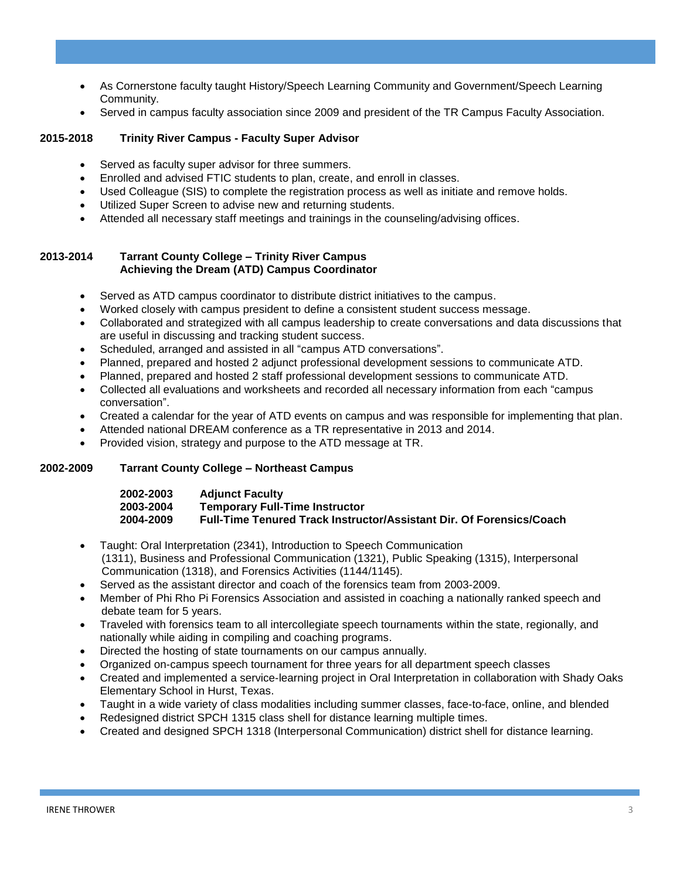- As Cornerstone faculty taught History/Speech Learning Community and Government/Speech Learning Community.
- Served in campus faculty association since 2009 and president of the TR Campus Faculty Association.

**2015-2018 Trinity River Campus - Faculty Super Advisor**

- Served as faculty super advisor for three summers.
- Enrolled and advised FTIC students to plan, create, and enroll in classes.
- Used Colleague (SIS) to complete the registration process as well as initiate and remove holds.
- Utilized Super Screen to advise new and returning students.
- Attended all necessary staff meetings and trainings in the counseling/advising offices.

**2013-2014 Tarrant County College – Trinity River Campus**
**Achieving the Dream (ATD) Campus Coordinator**

- Served as ATD campus coordinator to distribute district initiatives to the campus.
- Worked closely with campus president to define a consistent student success message.
- Collaborated and strategized with all campus leadership to create conversations and data discussions that are useful in discussing and tracking student success.
- Scheduled, arranged and assisted in all "campus ATD conversations".
- Planned, prepared and hosted 2 adjunct professional development sessions to communicate ATD.
- Planned, prepared and hosted 2 staff professional development sessions to communicate ATD.
- Collected all evaluations and worksheets and recorded all necessary information from each "campus conversation".
- Created a calendar for the year of ATD events on campus and was responsible for implementing that plan.
- Attended national DREAM conference as a TR representative in 2013 and 2014.
- Provided vision, strategy and purpose to the ATD message at TR.

**2002-2009 Tarrant County College – Northeast Campus**

**2002-2003 Adjunct Faculty**
**2003-2004 Temporary Full-Time Instructor**
**2004-2009 Full-Time Tenured Track Instructor/Assistant Dir. Of Forensics/Coach**

- Taught: Oral Interpretation (2341), Introduction to Speech Communication (1311), Business and Professional Communication (1321), Public Speaking (1315), Interpersonal Communication (1318), and Forensics Activities (1144/1145).
- Served as the assistant director and coach of the forensics team from 2003-2009.
- Member of Phi Rho Pi Forensics Association and assisted in coaching a nationally ranked speech and debate team for 5 years.
- Traveled with forensics team to all intercollegiate speech tournaments within the state, regionally, and nationally while aiding in compiling and coaching programs.
- Directed the hosting of state tournaments on our campus annually.
- Organized on-campus speech tournament for three years for all department speech classes
- Created and implemented a service-learning project in Oral Interpretation in collaboration with Shady Oaks Elementary School in Hurst, Texas.
- Taught in a wide variety of class modalities including summer classes, face-to-face, online, and blended
- Redesigned district SPCH 1315 class shell for distance learning multiple times.
- Created and designed SPCH 1318 (Interpersonal Communication) district shell for distance learning.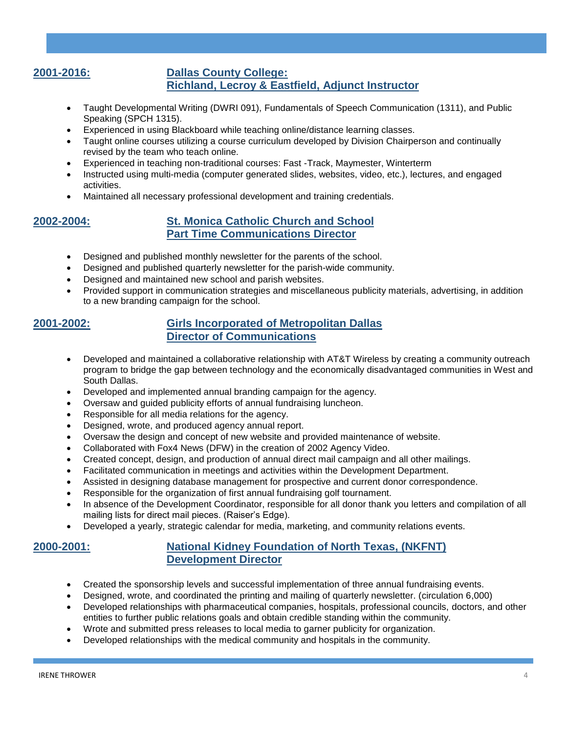**2001-2016:** **Dallas County College: Richland, Lecroy & Eastfield, Adjunct Instructor**

- Taught Developmental Writing (DWRI 091), Fundamentals of Speech Communication (1311), and Public Speaking (SPCH 1315).
- Experienced in using Blackboard while teaching online/distance learning classes.
- Taught online courses utilizing a course curriculum developed by Division Chairperson and continually revised by the team who teach online.
- Experienced in teaching non-traditional courses: Fast -Track, Maymester, Winterterm
- Instructed using multi-media (computer generated slides, websites, video, etc.), lectures, and engaged activities.
- Maintained all necessary professional development and training credentials.

**2002-2004:** **St. Monica Catholic Church and School Part Time Communications Director**

- Designed and published monthly newsletter for the parents of the school.
- Designed and published quarterly newsletter for the parish-wide community.
- Designed and maintained new school and parish websites.
- Provided support in communication strategies and miscellaneous publicity materials, advertising, in addition to a new branding campaign for the school.

**2001-2002:** **Girls Incorporated of Metropolitan Dallas Director of Communications**

- Developed and maintained a collaborative relationship with AT&T Wireless by creating a community outreach program to bridge the gap between technology and the economically disadvantaged communities in West and South Dallas.
- Developed and implemented annual branding campaign for the agency.
- Oversaw and guided publicity efforts of annual fundraising luncheon.
- Responsible for all media relations for the agency.
- Designed, wrote, and produced agency annual report.
- Oversaw the design and concept of new website and provided maintenance of website.
- Collaborated with Fox4 News (DFW) in the creation of 2002 Agency Video.
- Created concept, design, and production of annual direct mail campaign and all other mailings.
- Facilitated communication in meetings and activities within the Development Department.
- Assisted in designing database management for prospective and current donor correspondence.
- Responsible for the organization of first annual fundraising golf tournament.
- In absence of the Development Coordinator, responsible for all donor thank you letters and compilation of all mailing lists for direct mail pieces. (Raiser's Edge).
- Developed a yearly, strategic calendar for media, marketing, and community relations events.

**2000-2001:** **National Kidney Foundation of North Texas, (NKFNT) Development Director**

- Created the sponsorship levels and successful implementation of three annual fundraising events.
- Designed, wrote, and coordinated the printing and mailing of quarterly newsletter. (circulation 6,000)
- Developed relationships with pharmaceutical companies, hospitals, professional councils, doctors, and other entities to further public relations goals and obtain credible standing within the community.
- Wrote and submitted press releases to local media to garner publicity for organization.
- Developed relationships with the medical community and hospitals in the community.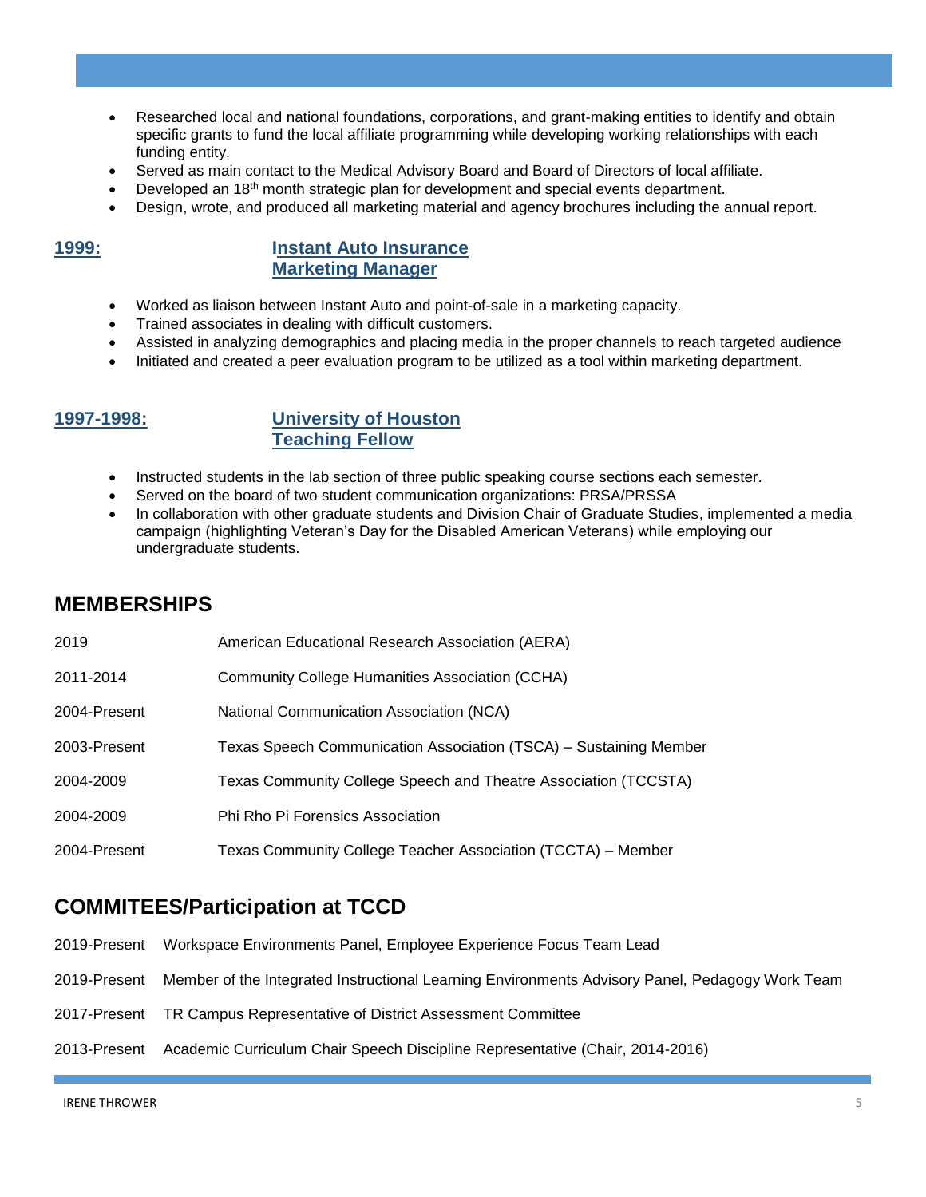- Researched local and national foundations, corporations, and grant-making entities to identify and obtain specific grants to fund the local affiliate programming while developing working relationships with each funding entity.
- Served as main contact to the Medical Advisory Board and Board of Directors of local affiliate.
- Developed an 18th month strategic plan for development and special events department.
- Design, wrote, and produced all marketing material and agency brochures including the annual report.

**1999:** **Instant Auto Insurance**
**Marketing Manager**

- Worked as liaison between Instant Auto and point-of-sale in a marketing capacity.
- Trained associates in dealing with difficult customers.
- Assisted in analyzing demographics and placing media in the proper channels to reach targeted audience
- Initiated and created a peer evaluation program to be utilized as a tool within marketing department.

**1997-1998:** **University of Houston**
**Teaching Fellow**

- Instructed students in the lab section of three public speaking course sections each semester.
- Served on the board of two student communication organizations: PRSA/PRSSA
- In collaboration with other graduate students and Division Chair of Graduate Studies, implemented a media campaign (highlighting Veteran's Day for the Disabled American Veterans) while employing our undergraduate students.

## MEMBERSHIPS

| | |
|---|---|
| 2019 | American Educational Research Association (AERA) |
| 2011-2014 | Community College Humanities Association (CCHA) |
| 2004-Present | National Communication Association (NCA) |
| 2003-Present | Texas Speech Communication Association (TSCA) – Sustaining Member |
| 2004-2009 | Texas Community College Speech and Theatre Association (TCCSTA) |
| 2004-2009 | Phi Rho Pi Forensics Association |
| 2004-Present | Texas Community College Teacher Association (TCCTA) – Member |

## COMMITEES/Participation at TCCD

| | |
|---|---|
| 2019-Present | Workspace Environments Panel, Employee Experience Focus Team Lead |
| 2019-Present | Member of the Integrated Instructional Learning Environments Advisory Panel, Pedagogy Work Team |
| 2017-Present | TR Campus Representative of District Assessment Committee |
| 2013-Present | Academic Curriculum Chair Speech Discipline Representative (Chair, 2014-2016) |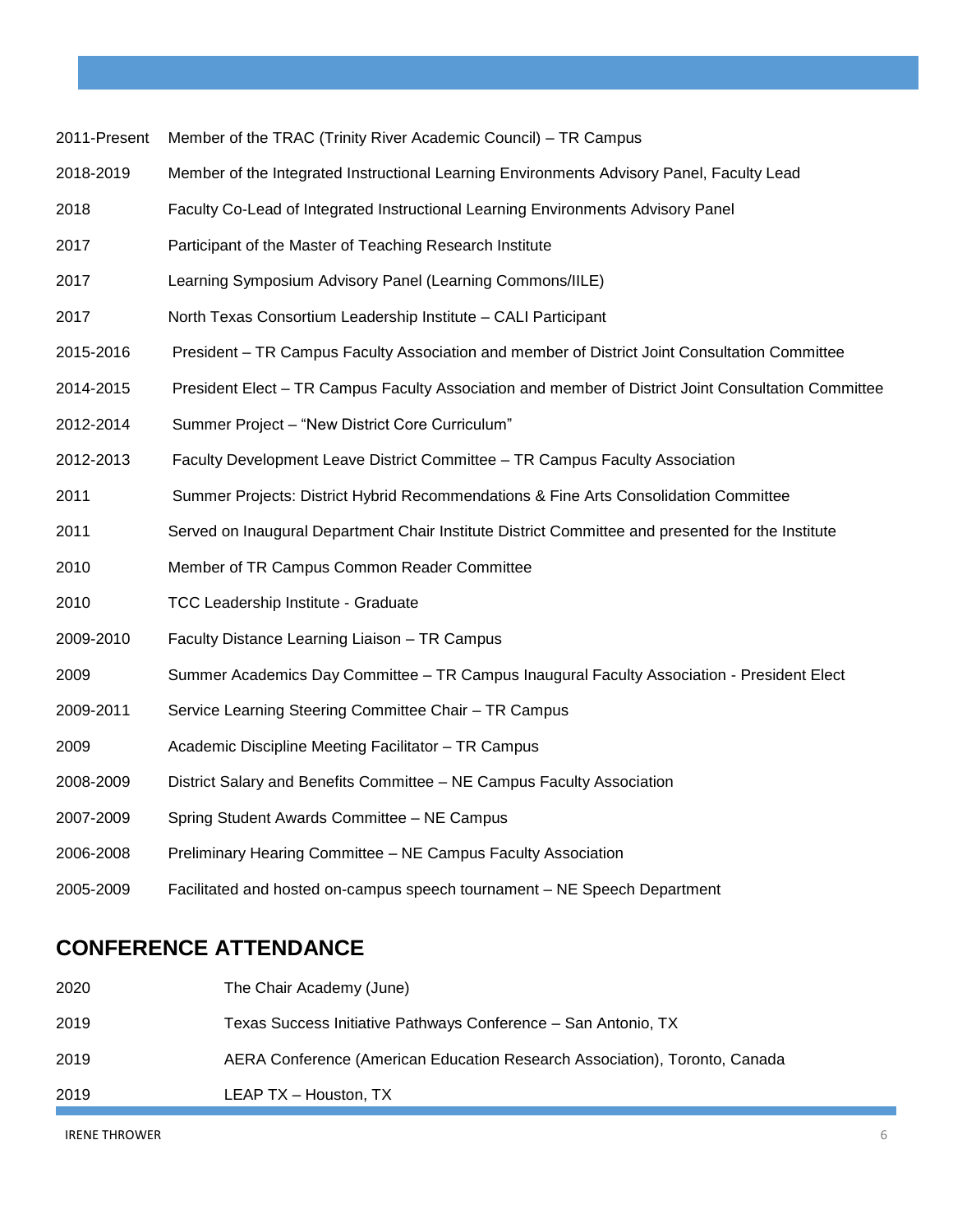| | |
|---|---|
| 2011-Present | Member of the TRAC (Trinity River Academic Council) – TR Campus |
| 2018-2019 | Member of the Integrated Instructional Learning Environments Advisory Panel, Faculty Lead |
| 2018 | Faculty Co-Lead of Integrated Instructional Learning Environments Advisory Panel |
| 2017 | Participant of the Master of Teaching Research Institute |
| 2017 | Learning Symposium Advisory Panel (Learning Commons/IILE) |
| 2017 | North Texas Consortium Leadership Institute – CALI Participant |
| 2015-2016 | President – TR Campus Faculty Association and member of District Joint Consultation Committee |
| 2014-2015 | President Elect – TR Campus Faculty Association and member of District Joint Consultation Committee |
| 2012-2014 | Summer Project – "New District Core Curriculum" |
| 2012-2013 | Faculty Development Leave District Committee – TR Campus Faculty Association |
| 2011 | Summer Projects: District Hybrid Recommendations & Fine Arts Consolidation Committee |
| 2011 | Served on Inaugural Department Chair Institute District Committee and presented for the Institute |
| 2010 | Member of TR Campus Common Reader Committee |
| 2010 | TCC Leadership Institute - Graduate |
| 2009-2010 | Faculty Distance Learning Liaison – TR Campus |
| 2009 | Summer Academics Day Committee – TR Campus Inaugural Faculty Association - President Elect |
| 2009-2011 | Service Learning Steering Committee Chair – TR Campus |
| 2009 | Academic Discipline Meeting Facilitator – TR Campus |
| 2008-2009 | District Salary and Benefits Committee – NE Campus Faculty Association |
| 2007-2009 | Spring Student Awards Committee – NE Campus |
| 2006-2008 | Preliminary Hearing Committee – NE Campus Faculty Association |
| 2005-2009 | Facilitated and hosted on-campus speech tournament – NE Speech Department |

## CONFERENCE ATTENDANCE

| | |
|---|---|
| 2020 | The Chair Academy (June) |
| 2019 | Texas Success Initiative Pathways Conference – San Antonio, TX |
| 2019 | AERA Conference (American Education Research Association), Toronto, Canada |
| 2019 | LEAP TX – Houston, TX |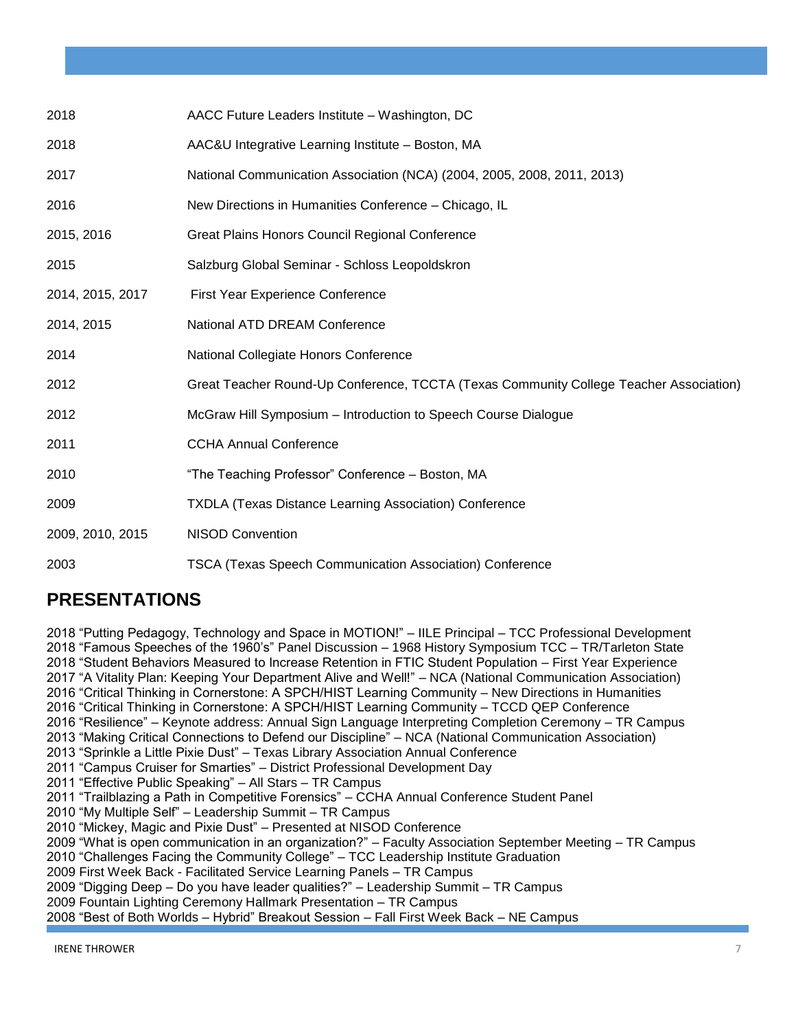| | |
|---|---|
| 2018 | AACC Future Leaders Institute – Washington, DC |
| 2018 | AAC&U Integrative Learning Institute – Boston, MA |
| 2017 | National Communication Association (NCA) (2004, 2005, 2008, 2011, 2013) |
| 2016 | New Directions in Humanities Conference – Chicago, IL |
| 2015, 2016 | Great Plains Honors Council Regional Conference |
| 2015 | Salzburg Global Seminar - Schloss Leopoldskron |
| 2014, 2015, 2017 | First Year Experience Conference |
| 2014, 2015 | National ATD DREAM Conference |
| 2014 | National Collegiate Honors Conference |
| 2012 | Great Teacher Round-Up Conference, TCCTA (Texas Community College Teacher Association) |
| 2012 | McGraw Hill Symposium – Introduction to Speech Course Dialogue |
| 2011 | CCHA Annual Conference |
| 2010 | "The Teaching Professor" Conference – Boston, MA |
| 2009 | TXDLA (Texas Distance Learning Association) Conference |
| 2009, 2010, 2015 | NISOD Convention |
| 2003 | TSCA (Texas Speech Communication Association) Conference |

## PRESENTATIONS

2018 "Putting Pedagogy, Technology and Space in MOTION!" – IILE Principal – TCC Professional Development
2018 "Famous Speeches of the 1960's" Panel Discussion – 1968 History Symposium TCC – TR/Tarleton State
2018 "Student Behaviors Measured to Increase Retention in FTIC Student Population – First Year Experience
2017 "A Vitality Plan: Keeping Your Department Alive and Well!" – NCA (National Communication Association)
2016 "Critical Thinking in Cornerstone: A SPCH/HIST Learning Community – New Directions in Humanities
2016 "Critical Thinking in Cornerstone: A SPCH/HIST Learning Community – TCCD QEP Conference
2016 "Resilience" – Keynote address: Annual Sign Language Interpreting Completion Ceremony – TR Campus
2013 "Making Critical Connections to Defend our Discipline" – NCA (National Communication Association)
2013 "Sprinkle a Little Pixie Dust" – Texas Library Association Annual Conference
2011 "Campus Cruiser for Smarties" – District Professional Development Day
2011 "Effective Public Speaking" – All Stars – TR Campus
2011 "Trailblazing a Path in Competitive Forensics" – CCHA Annual Conference Student Panel
2010 "My Multiple Self" – Leadership Summit – TR Campus
2010 "Mickey, Magic and Pixie Dust" – Presented at NISOD Conference
2009 "What is open communication in an organization?" – Faculty Association September Meeting – TR Campus
2010 "Challenges Facing the Community College" – TCC Leadership Institute Graduation
2009 First Week Back - Facilitated Service Learning Panels – TR Campus
2009 "Digging Deep – Do you have leader qualities?" – Leadership Summit – TR Campus
2009 Fountain Lighting Ceremony Hallmark Presentation – TR Campus
2008 "Best of Both Worlds – Hybrid" Breakout Session – Fall First Week Back – NE Campus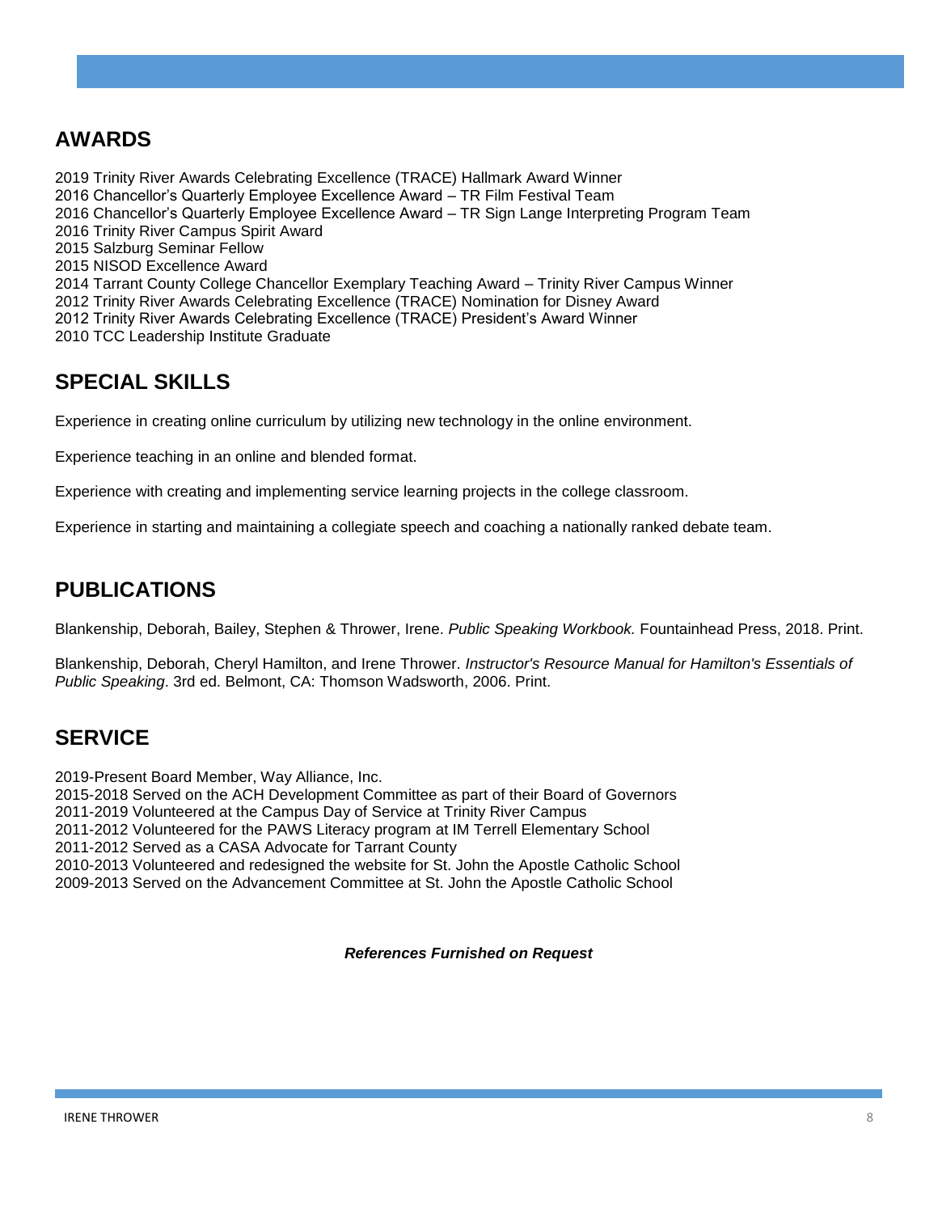## AWARDS

2019 Trinity River Awards Celebrating Excellence (TRACE) Hallmark Award Winner
2016 Chancellor's Quarterly Employee Excellence Award – TR Film Festival Team
2016 Chancellor's Quarterly Employee Excellence Award – TR Sign Lange Interpreting Program Team
2016 Trinity River Campus Spirit Award
2015 Salzburg Seminar Fellow
2015 NISOD Excellence Award
2014 Tarrant County College Chancellor Exemplary Teaching Award – Trinity River Campus Winner
2012 Trinity River Awards Celebrating Excellence (TRACE) Nomination for Disney Award
2012 Trinity River Awards Celebrating Excellence (TRACE) President's Award Winner
2010 TCC Leadership Institute Graduate

## SPECIAL SKILLS

Experience in creating online curriculum by utilizing new technology in the online environment.

Experience teaching in an online and blended format.

Experience with creating and implementing service learning projects in the college classroom.

Experience in starting and maintaining a collegiate speech and coaching a nationally ranked debate team.

## PUBLICATIONS

Blankenship, Deborah, Bailey, Stephen & Thrower, Irene. *Public Speaking Workbook.* Fountainhead Press, 2018. Print.

Blankenship, Deborah, Cheryl Hamilton, and Irene Thrower. *Instructor's Resource Manual for Hamilton's Essentials of Public Speaking*. 3rd ed. Belmont, CA: Thomson Wadsworth, 2006. Print.

## SERVICE

2019-Present Board Member, Way Alliance, Inc.
2015-2018 Served on the ACH Development Committee as part of their Board of Governors
2011-2019 Volunteered at the Campus Day of Service at Trinity River Campus
2011-2012 Volunteered for the PAWS Literacy program at IM Terrell Elementary School
2011-2012 Served as a CASA Advocate for Tarrant County
2010-2013 Volunteered and redesigned the website for St. John the Apostle Catholic School
2009-2013 Served on the Advancement Committee at St. John the Apostle Catholic School

***References Furnished on Request***